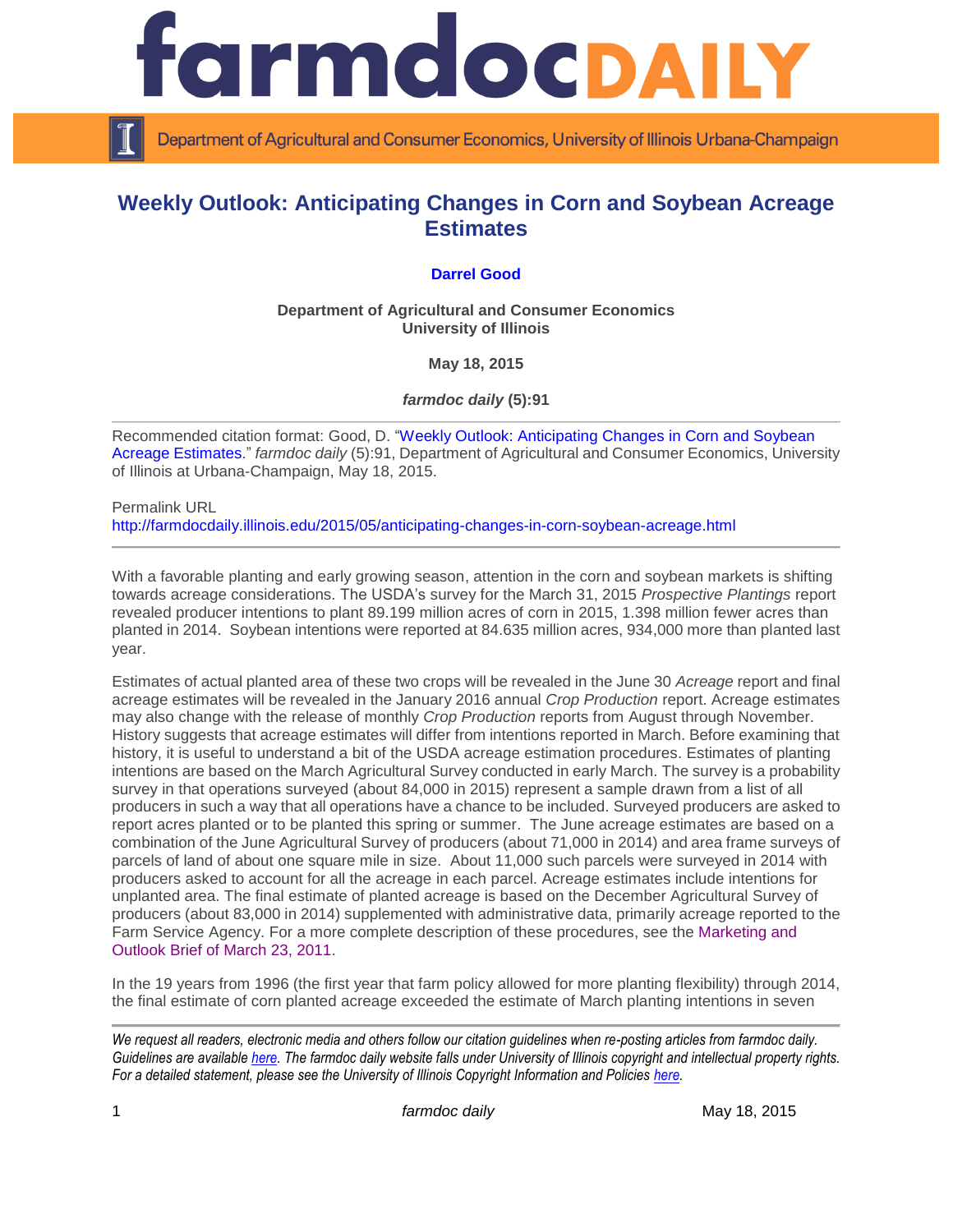# Weekly Outlook: Anticipating Changes in Corn and Soybean Acreage Estimates

**Darrel Good**

**Department of Agricultural and Consumer Economics**
**University of Illinois**

**May 18, 2015**

***farmdoc daily* (5):91**

Recommended citation format: Good, D. "Weekly Outlook: Anticipating Changes in Corn and Soybean Acreage Estimates." *farmdoc daily* (5):91, Department of Agricultural and Consumer Economics, University of Illinois at Urbana-Champaign, May 18, 2015.

Permalink URL
http://farmdocdaily.illinois.edu/2015/05/anticipating-changes-in-corn-soybean-acreage.html

With a favorable planting and early growing season, attention in the corn and soybean markets is shifting towards acreage considerations. The USDA's survey for the March 31, 2015 *Prospective Plantings* report revealed producer intentions to plant 89.199 million acres of corn in 2015, 1.398 million fewer acres than planted in 2014. Soybean intentions were reported at 84.635 million acres, 934,000 more than planted last year.

Estimates of actual planted area of these two crops will be revealed in the June 30 *Acreage* report and final acreage estimates will be revealed in the January 2016 annual *Crop Production* report. Acreage estimates may also change with the release of monthly *Crop Production* reports from August through November. History suggests that acreage estimates will differ from intentions reported in March. Before examining that history, it is useful to understand a bit of the USDA acreage estimation procedures. Estimates of planting intentions are based on the March Agricultural Survey conducted in early March. The survey is a probability survey in that operations surveyed (about 84,000 in 2015) represent a sample drawn from a list of all producers in such a way that all operations have a chance to be included. Surveyed producers are asked to report acres planted or to be planted this spring or summer. The June acreage estimates are based on a combination of the June Agricultural Survey of producers (about 71,000 in 2014) and area frame surveys of parcels of land of about one square mile in size. About 11,000 such parcels were surveyed in 2014 with producers asked to account for all the acreage in each parcel. Acreage estimates include intentions for unplanted area. The final estimate of planted acreage is based on the December Agricultural Survey of producers (about 83,000 in 2014) supplemented with administrative data, primarily acreage reported to the Farm Service Agency. For a more complete description of these procedures, see the Marketing and Outlook Brief of March 23, 2011.

In the 19 years from 1996 (the first year that farm policy allowed for more planting flexibility) through 2014, the final estimate of corn planted acreage exceeded the estimate of March planting intentions in seven

*We request all readers, electronic media and others follow our citation guidelines when re-posting articles from farmdoc daily. Guidelines are available here. The farmdoc daily website falls under University of Illinois copyright and intellectual property rights. For a detailed statement, please see the University of Illinois Copyright Information and Policies here.*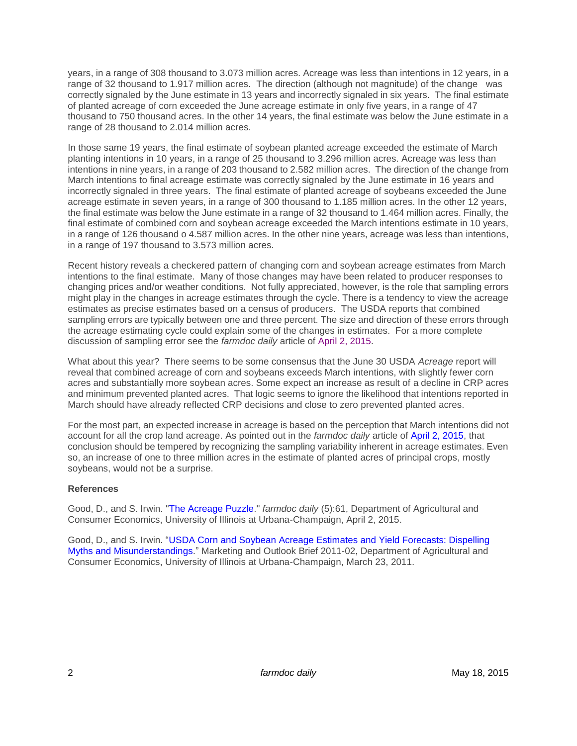years, in a range of 308 thousand to 3.073 million acres. Acreage was less than intentions in 12 years, in a range of 32 thousand to 1.917 million acres. The direction (although not magnitude) of the change was correctly signaled by the June estimate in 13 years and incorrectly signaled in six years. The final estimate of planted acreage of corn exceeded the June acreage estimate in only five years, in a range of 47 thousand to 750 thousand acres. In the other 14 years, the final estimate was below the June estimate in a range of 28 thousand to 2.014 million acres.

In those same 19 years, the final estimate of soybean planted acreage exceeded the estimate of March planting intentions in 10 years, in a range of 25 thousand to 3.296 million acres. Acreage was less than intentions in nine years, in a range of 203 thousand to 2.582 million acres. The direction of the change from March intentions to final acreage estimate was correctly signaled by the June estimate in 16 years and incorrectly signaled in three years. The final estimate of planted acreage of soybeans exceeded the June acreage estimate in seven years, in a range of 300 thousand to 1.185 million acres. In the other 12 years, the final estimate was below the June estimate in a range of 32 thousand to 1.464 million acres. Finally, the final estimate of combined corn and soybean acreage exceeded the March intentions estimate in 10 years, in a range of 126 thousand o 4.587 million acres. In the other nine years, acreage was less than intentions, in a range of 197 thousand to 3.573 million acres.

Recent history reveals a checkered pattern of changing corn and soybean acreage estimates from March intentions to the final estimate. Many of those changes may have been related to producer responses to changing prices and/or weather conditions. Not fully appreciated, however, is the role that sampling errors might play in the changes in acreage estimates through the cycle. There is a tendency to view the acreage estimates as precise estimates based on a census of producers. The USDA reports that combined sampling errors are typically between one and three percent. The size and direction of these errors through the acreage estimating cycle could explain some of the changes in estimates. For a more complete discussion of sampling error see the *farmdoc daily* article of April 2, 2015.

What about this year? There seems to be some consensus that the June 30 USDA *Acreage* report will reveal that combined acreage of corn and soybeans exceeds March intentions, with slightly fewer corn acres and substantially more soybean acres. Some expect an increase as result of a decline in CRP acres and minimum prevented planted acres. That logic seems to ignore the likelihood that intentions reported in March should have already reflected CRP decisions and close to zero prevented planted acres.

For the most part, an expected increase in acreage is based on the perception that March intentions did not account for all the crop land acreage. As pointed out in the *farmdoc daily* article of April 2, 2015, that conclusion should be tempered by recognizing the sampling variability inherent in acreage estimates. Even so, an increase of one to three million acres in the estimate of planted acres of principal crops, mostly soybeans, would not be a surprise.

**References**

Good, D., and S. Irwin. "The Acreage Puzzle." *farmdoc daily* (5):61, Department of Agricultural and Consumer Economics, University of Illinois at Urbana-Champaign, April 2, 2015.

Good, D., and S. Irwin. "USDA Corn and Soybean Acreage Estimates and Yield Forecasts: Dispelling Myths and Misunderstandings." Marketing and Outlook Brief 2011-02, Department of Agricultural and Consumer Economics, University of Illinois at Urbana-Champaign, March 23, 2011.